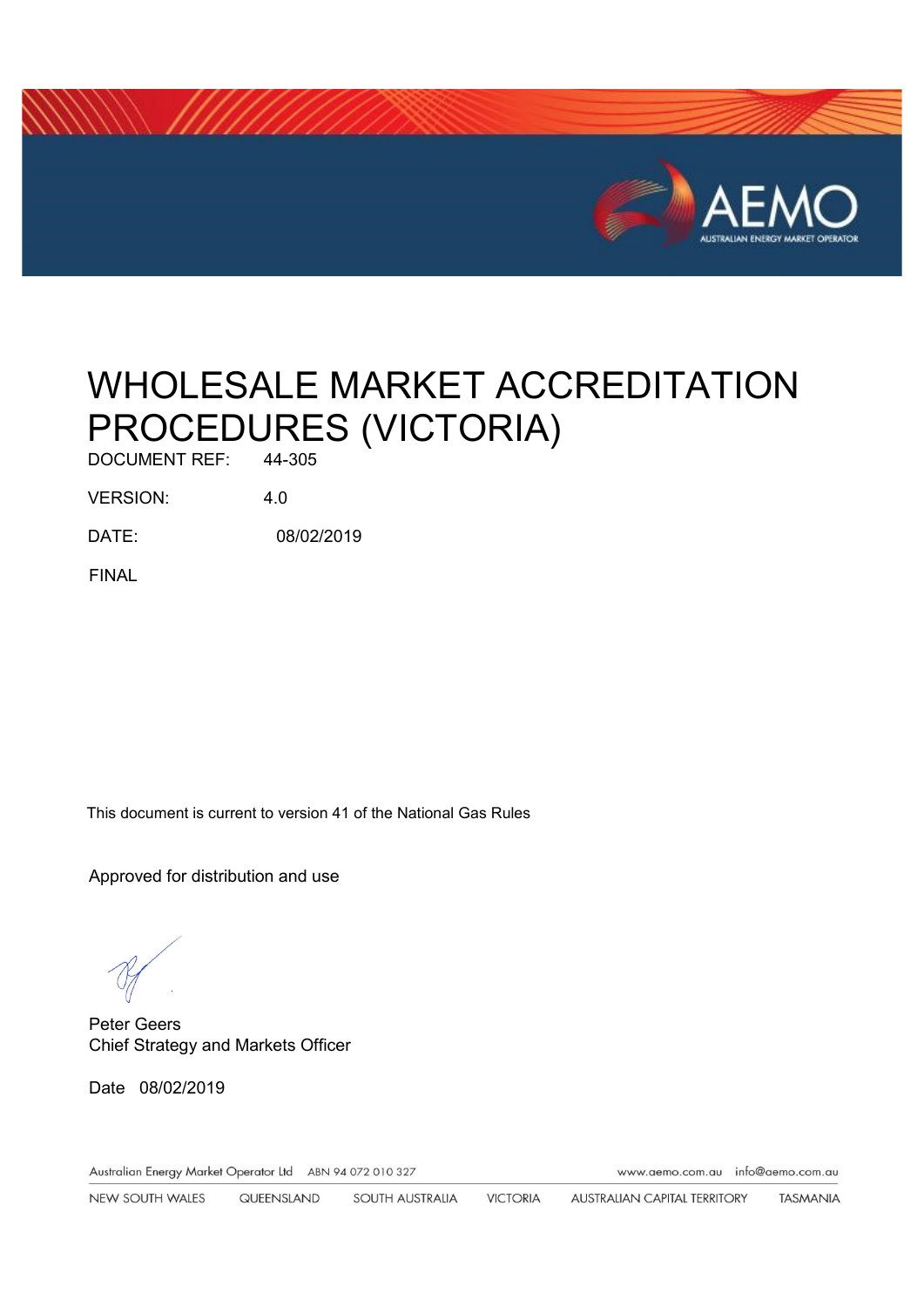# WHOLESALE MARKET ACCREDITATION PROCEDURES (VICTORIA)

DOCUMENT REF: 44-305

VERSION: 4.0

DATE: 08/02/2019

FINAL

This document is current to version 41 of the National Gas Rules

Approved for distribution and use

Peter Geers
Chief Strategy and Markets Officer

Date 08/02/2019

Australian Energy Market Operator Ltd ABN 94 072 010 327 www.aemo.com.au info@aemo.com.au

NEW SOUTH WALES QUEENSLAND SOUTH AUSTRALIA VICTORIA AUSTRALIAN CAPITAL TERRITORY TASMANIA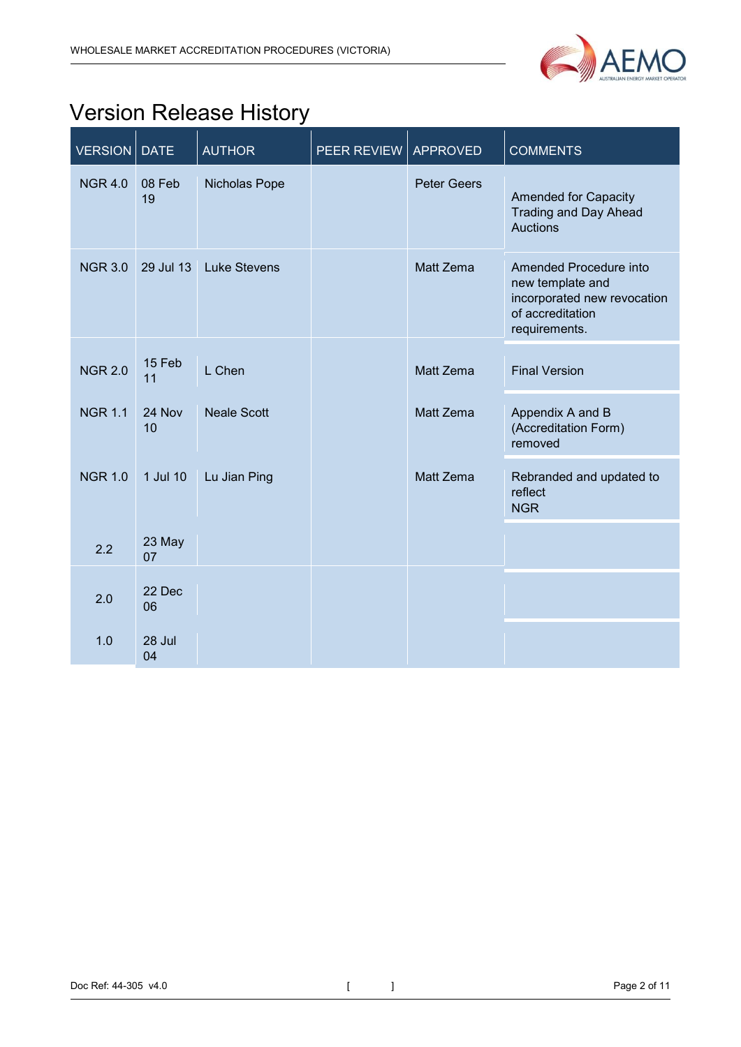# Version Release History

| VERSION | DATE | AUTHOR | PEER REVIEW | APPROVED | COMMENTS |
|---|---|---|---|---|---|
| NGR 4.0 | 08 Feb 19 | Nicholas Pope | | Peter Geers | Amended for Capacity Trading and Day Ahead Auctions |
| NGR 3.0 | 29 Jul 13 | Luke Stevens | | Matt Zema | Amended Procedure into new template and incorporated new revocation of accreditation requirements. |
| NGR 2.0 | 15 Feb 11 | L Chen | | Matt Zema | Final Version |
| NGR 1.1 | 24 Nov 10 | Neale Scott | | Matt Zema | Appendix A and B (Accreditation Form) removed |
| NGR 1.0 | 1 Jul 10 | Lu Jian Ping | | Matt Zema | Rebranded and updated to reflect NGR |
| 2.2 | 23 May 07 | | | | |
| 2.0 | 22 Dec 06 | | | | |
| 1.0 | 28 Jul 04 | | | | |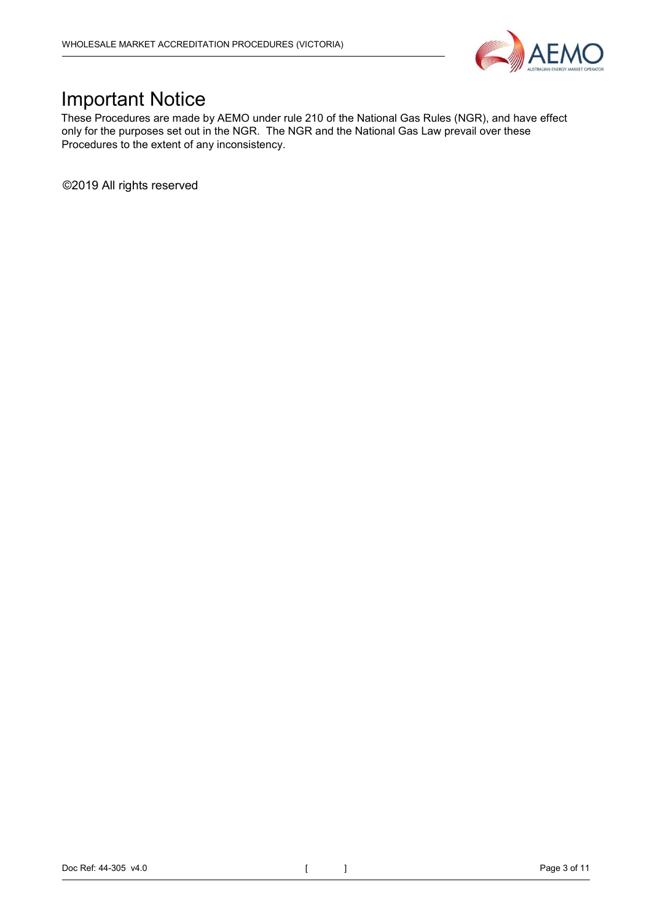# Important Notice

These Procedures are made by AEMO under rule 210 of the National Gas Rules (NGR), and have effect only for the purposes set out in the NGR. The NGR and the National Gas Law prevail over these Procedures to the extent of any inconsistency.

©2019 All rights reserved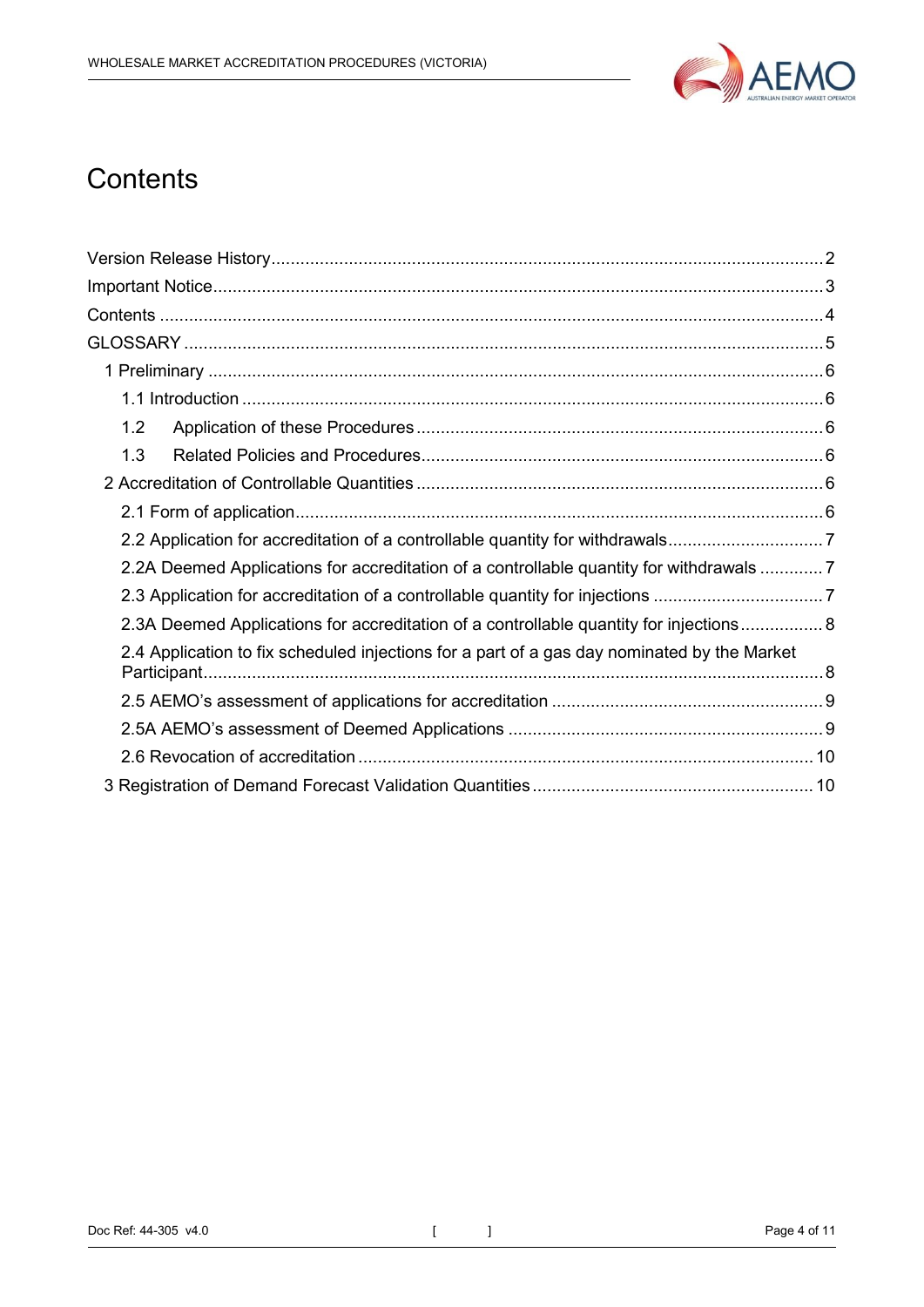# Contents

- Version Release History ... 2
- Important Notice ... 3
- Contents ... 4
- GLOSSARY ... 5
  - 1 Preliminary ... 6
    - 1.1 Introduction ... 6
    - 1.2 Application of these Procedures ... 6
    - 1.3 Related Policies and Procedures ... 6
  - 2 Accreditation of Controllable Quantities ... 6
    - 2.1 Form of application ... 6
    - 2.2 Application for accreditation of a controllable quantity for withdrawals ... 7
    - 2.2A Deemed Applications for accreditation of a controllable quantity for withdrawals ... 7
    - 2.3 Application for accreditation of a controllable quantity for injections ... 7
    - 2.3A Deemed Applications for accreditation of a controllable quantity for injections ... 8
    - 2.4 Application to fix scheduled injections for a part of a gas day nominated by the Market Participant ... 8
    - 2.5 AEMO's assessment of applications for accreditation ... 9
    - 2.5A AEMO's assessment of Deemed Applications ... 9
    - 2.6 Revocation of accreditation ... 10
  - 3 Registration of Demand Forecast Validation Quantities ... 10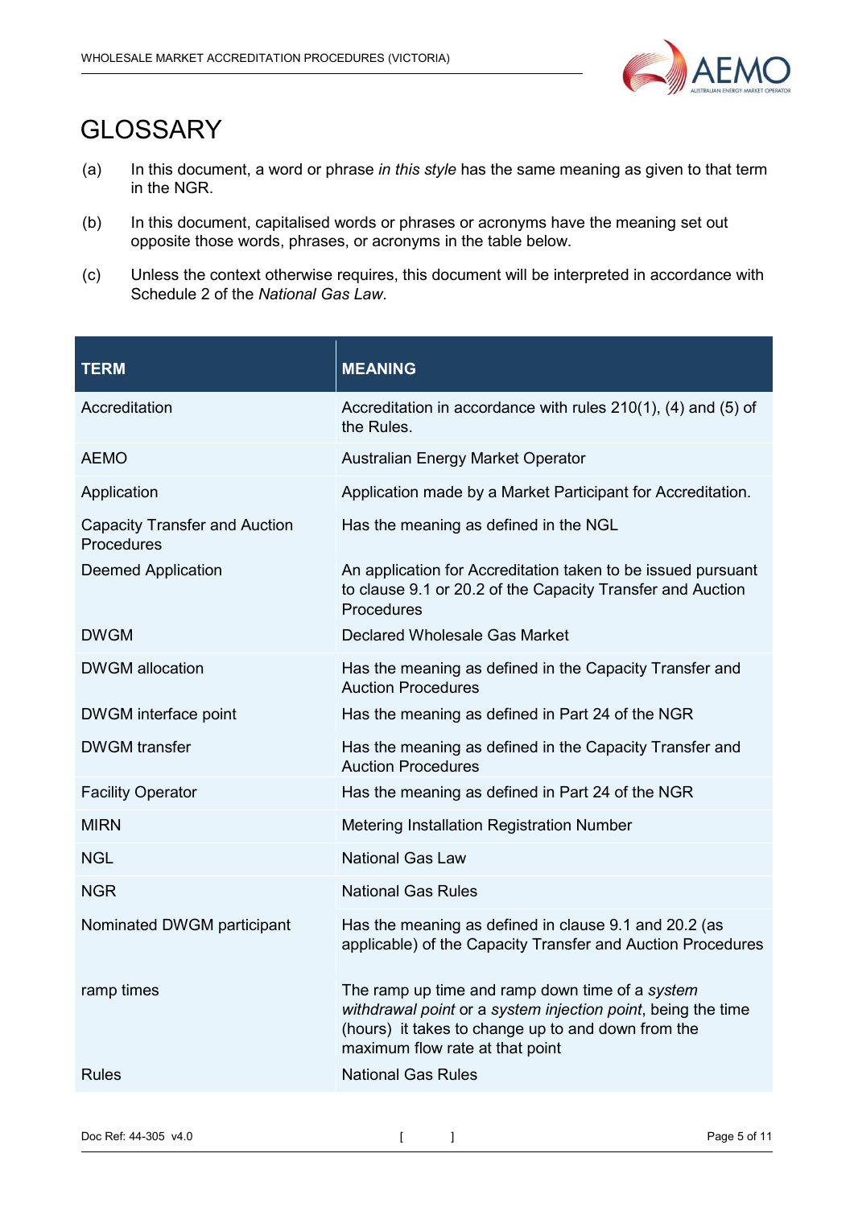# GLOSSARY

(a) In this document, a word or phrase *in this style* has the same meaning as given to that term in the NGR.

(b) In this document, capitalised words or phrases or acronyms have the meaning set out opposite those words, phrases, or acronyms in the table below.

(c) Unless the context otherwise requires, this document will be interpreted in accordance with Schedule 2 of the *National Gas Law*.

| TERM | MEANING |
|---|---|
| Accreditation | Accreditation in accordance with rules 210(1), (4) and (5) of the Rules. |
| AEMO | Australian Energy Market Operator |
| Application | Application made by a Market Participant for Accreditation. |
| Capacity Transfer and Auction Procedures | Has the meaning as defined in the NGL |
| Deemed Application | An application for Accreditation taken to be issued pursuant to clause 9.1 or 20.2 of the Capacity Transfer and Auction Procedures |
| DWGM | Declared Wholesale Gas Market |
| DWGM allocation | Has the meaning as defined in the Capacity Transfer and Auction Procedures |
| DWGM interface point | Has the meaning as defined in Part 24 of the NGR |
| DWGM transfer | Has the meaning as defined in the Capacity Transfer and Auction Procedures |
| Facility Operator | Has the meaning as defined in Part 24 of the NGR |
| MIRN | Metering Installation Registration Number |
| NGL | National Gas Law |
| NGR | National Gas Rules |
| Nominated DWGM participant | Has the meaning as defined in clause 9.1 and 20.2 (as applicable) of the Capacity Transfer and Auction Procedures |
| ramp times | The ramp up time and ramp down time of a *system withdrawal point* or a *system injection point*, being the time (hours) it takes to change up to and down from the maximum flow rate at that point |
| Rules | National Gas Rules |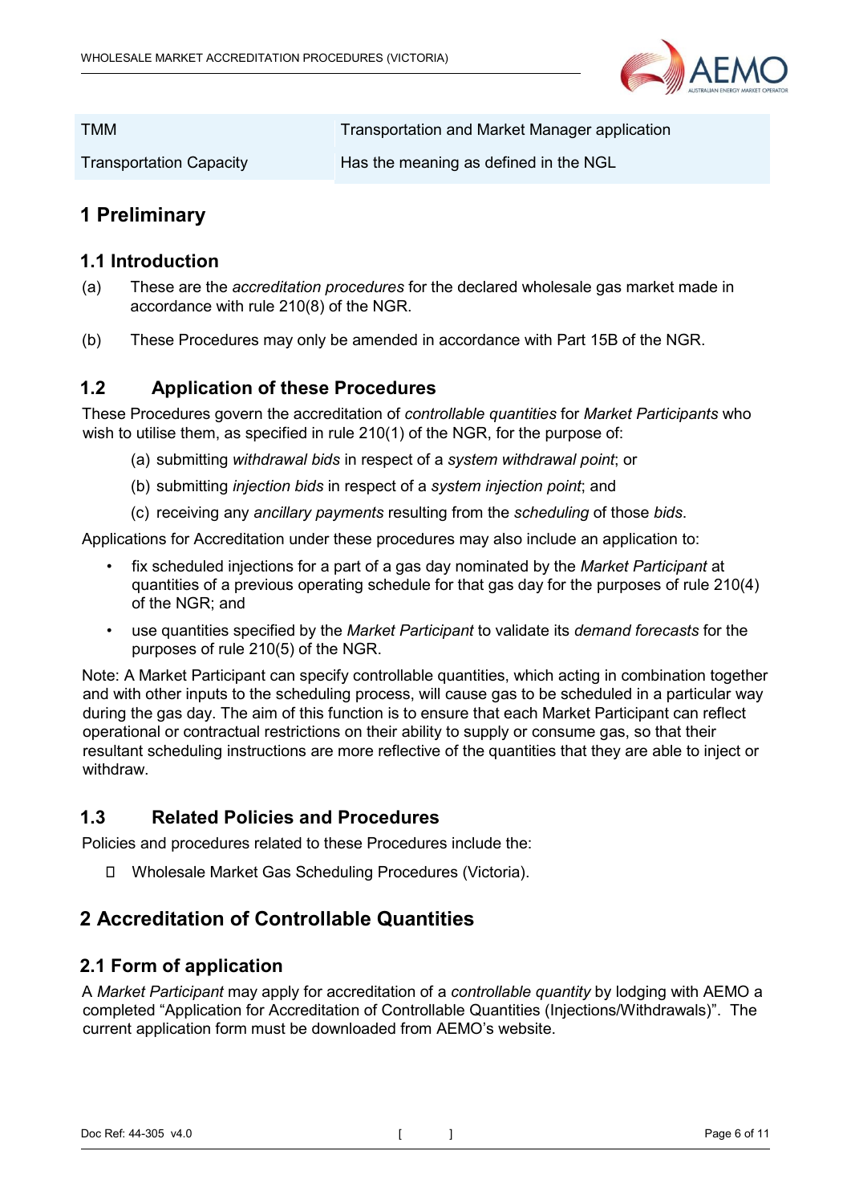| | |
|---|---|
| TMM | Transportation and Market Manager application |
| Transportation Capacity | Has the meaning as defined in the NGL |

# 1 Preliminary

## 1.1 Introduction

(a) These are the *accreditation procedures* for the declared wholesale gas market made in accordance with rule 210(8) of the NGR.

(b) These Procedures may only be amended in accordance with Part 15B of the NGR.

## 1.2 Application of these Procedures

These Procedures govern the accreditation of *controllable quantities* for *Market Participants* who wish to utilise them, as specified in rule 210(1) of the NGR, for the purpose of:

(a) submitting *withdrawal bids* in respect of a *system withdrawal point*; or

(b) submitting *injection bids* in respect of a *system injection point*; and

(c) receiving any *ancillary payments* resulting from the *scheduling* of those *bids*.

Applications for Accreditation under these procedures may also include an application to:

- fix scheduled injections for a part of a gas day nominated by the *Market Participant* at quantities of a previous operating schedule for that gas day for the purposes of rule 210(4) of the NGR; and
- use quantities specified by the *Market Participant* to validate its *demand forecasts* for the purposes of rule 210(5) of the NGR.

Note: A Market Participant can specify controllable quantities, which acting in combination together and with other inputs to the scheduling process, will cause gas to be scheduled in a particular way during the gas day. The aim of this function is to ensure that each Market Participant can reflect operational or contractual restrictions on their ability to supply or consume gas, so that their resultant scheduling instructions are more reflective of the quantities that they are able to inject or withdraw.

## 1.3 Related Policies and Procedures

Policies and procedures related to these Procedures include the:

- Wholesale Market Gas Scheduling Procedures (Victoria).

# 2 Accreditation of Controllable Quantities

## 2.1 Form of application

A *Market Participant* may apply for accreditation of a *controllable quantity* by lodging with AEMO a completed “Application for Accreditation of Controllable Quantities (Injections/Withdrawals)”. The current application form must be downloaded from AEMO’s website.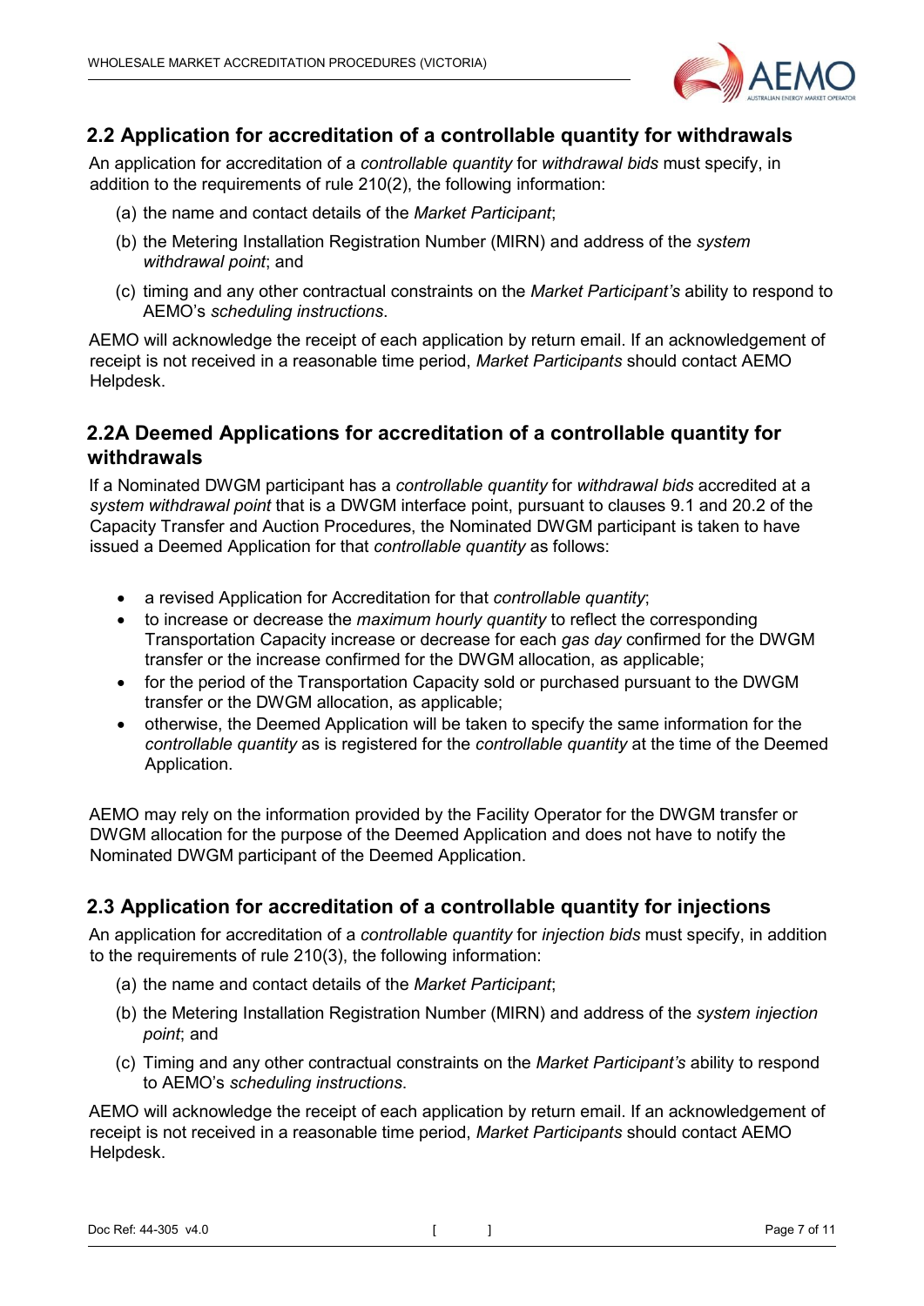## 2.2 Application for accreditation of a controllable quantity for withdrawals

An application for accreditation of a *controllable quantity* for *withdrawal bids* must specify, in addition to the requirements of rule 210(2), the following information:

(a) the name and contact details of the *Market Participant*;

(b) the Metering Installation Registration Number (MIRN) and address of the *system withdrawal point*; and

(c) timing and any other contractual constraints on the *Market Participant's* ability to respond to AEMO's *scheduling instructions*.

AEMO will acknowledge the receipt of each application by return email. If an acknowledgement of receipt is not received in a reasonable time period, *Market Participants* should contact AEMO Helpdesk.

## 2.2A Deemed Applications for accreditation of a controllable quantity for withdrawals

If a Nominated DWGM participant has a *controllable quantity* for *withdrawal bids* accredited at a *system withdrawal point* that is a DWGM interface point, pursuant to clauses 9.1 and 20.2 of the Capacity Transfer and Auction Procedures, the Nominated DWGM participant is taken to have issued a Deemed Application for that *controllable quantity* as follows:

- a revised Application for Accreditation for that *controllable quantity*;
- to increase or decrease the *maximum hourly quantity* to reflect the corresponding Transportation Capacity increase or decrease for each *gas day* confirmed for the DWGM transfer or the increase confirmed for the DWGM allocation, as applicable;
- for the period of the Transportation Capacity sold or purchased pursuant to the DWGM transfer or the DWGM allocation, as applicable;
- otherwise, the Deemed Application will be taken to specify the same information for the *controllable quantity* as is registered for the *controllable quantity* at the time of the Deemed Application.

AEMO may rely on the information provided by the Facility Operator for the DWGM transfer or DWGM allocation for the purpose of the Deemed Application and does not have to notify the Nominated DWGM participant of the Deemed Application.

## 2.3 Application for accreditation of a controllable quantity for injections

An application for accreditation of a *controllable quantity* for *injection bids* must specify, in addition to the requirements of rule 210(3), the following information:

(a) the name and contact details of the *Market Participant*;

(b) the Metering Installation Registration Number (MIRN) and address of the *system injection point*; and

(c) Timing and any other contractual constraints on the *Market Participant's* ability to respond to AEMO's *scheduling instructions*.

AEMO will acknowledge the receipt of each application by return email. If an acknowledgement of receipt is not received in a reasonable time period, *Market Participants* should contact AEMO Helpdesk.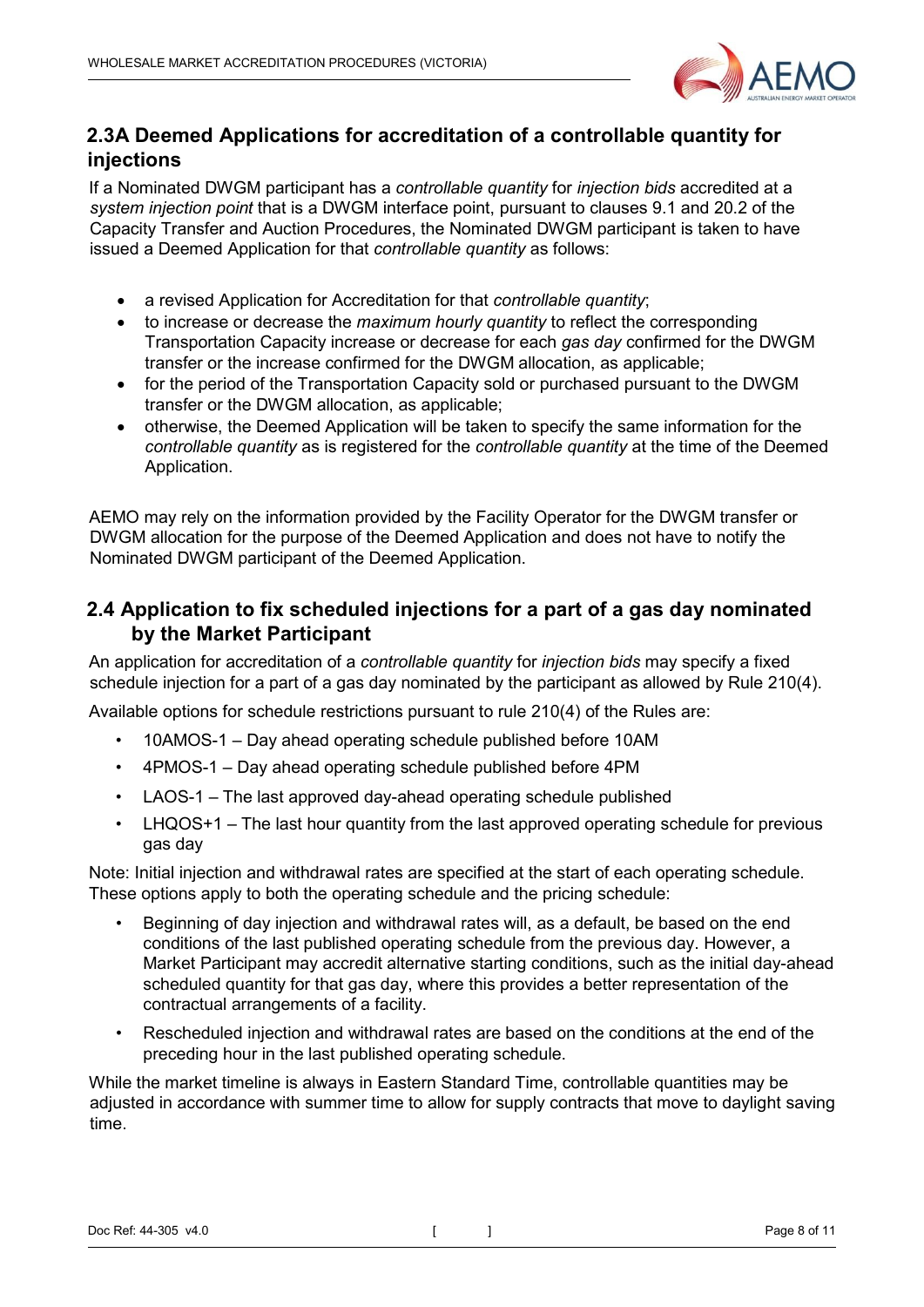## 2.3A Deemed Applications for accreditation of a controllable quantity for injections

If a Nominated DWGM participant has a *controllable quantity* for *injection bids* accredited at a *system injection point* that is a DWGM interface point, pursuant to clauses 9.1 and 20.2 of the Capacity Transfer and Auction Procedures, the Nominated DWGM participant is taken to have issued a Deemed Application for that *controllable quantity* as follows:

- a revised Application for Accreditation for that *controllable quantity*;
- to increase or decrease the *maximum hourly quantity* to reflect the corresponding Transportation Capacity increase or decrease for each *gas day* confirmed for the DWGM transfer or the increase confirmed for the DWGM allocation, as applicable;
- for the period of the Transportation Capacity sold or purchased pursuant to the DWGM transfer or the DWGM allocation, as applicable;
- otherwise, the Deemed Application will be taken to specify the same information for the *controllable quantity* as is registered for the *controllable quantity* at the time of the Deemed Application.

AEMO may rely on the information provided by the Facility Operator for the DWGM transfer or DWGM allocation for the purpose of the Deemed Application and does not have to notify the Nominated DWGM participant of the Deemed Application.

## 2.4 Application to fix scheduled injections for a part of a gas day nominated by the Market Participant

An application for accreditation of a *controllable quantity* for *injection bids* may specify a fixed schedule injection for a part of a gas day nominated by the participant as allowed by Rule 210(4).

Available options for schedule restrictions pursuant to rule 210(4) of the Rules are:

- 10AMOS-1 – Day ahead operating schedule published before 10AM
- 4PMOS-1 – Day ahead operating schedule published before 4PM
- LAOS-1 – The last approved day-ahead operating schedule published
- LHQOS+1 – The last hour quantity from the last approved operating schedule for previous gas day

Note: Initial injection and withdrawal rates are specified at the start of each operating schedule. These options apply to both the operating schedule and the pricing schedule:

- Beginning of day injection and withdrawal rates will, as a default, be based on the end conditions of the last published operating schedule from the previous day. However, a Market Participant may accredit alternative starting conditions, such as the initial day-ahead scheduled quantity for that gas day, where this provides a better representation of the contractual arrangements of a facility.
- Rescheduled injection and withdrawal rates are based on the conditions at the end of the preceding hour in the last published operating schedule.

While the market timeline is always in Eastern Standard Time, controllable quantities may be adjusted in accordance with summer time to allow for supply contracts that move to daylight saving time.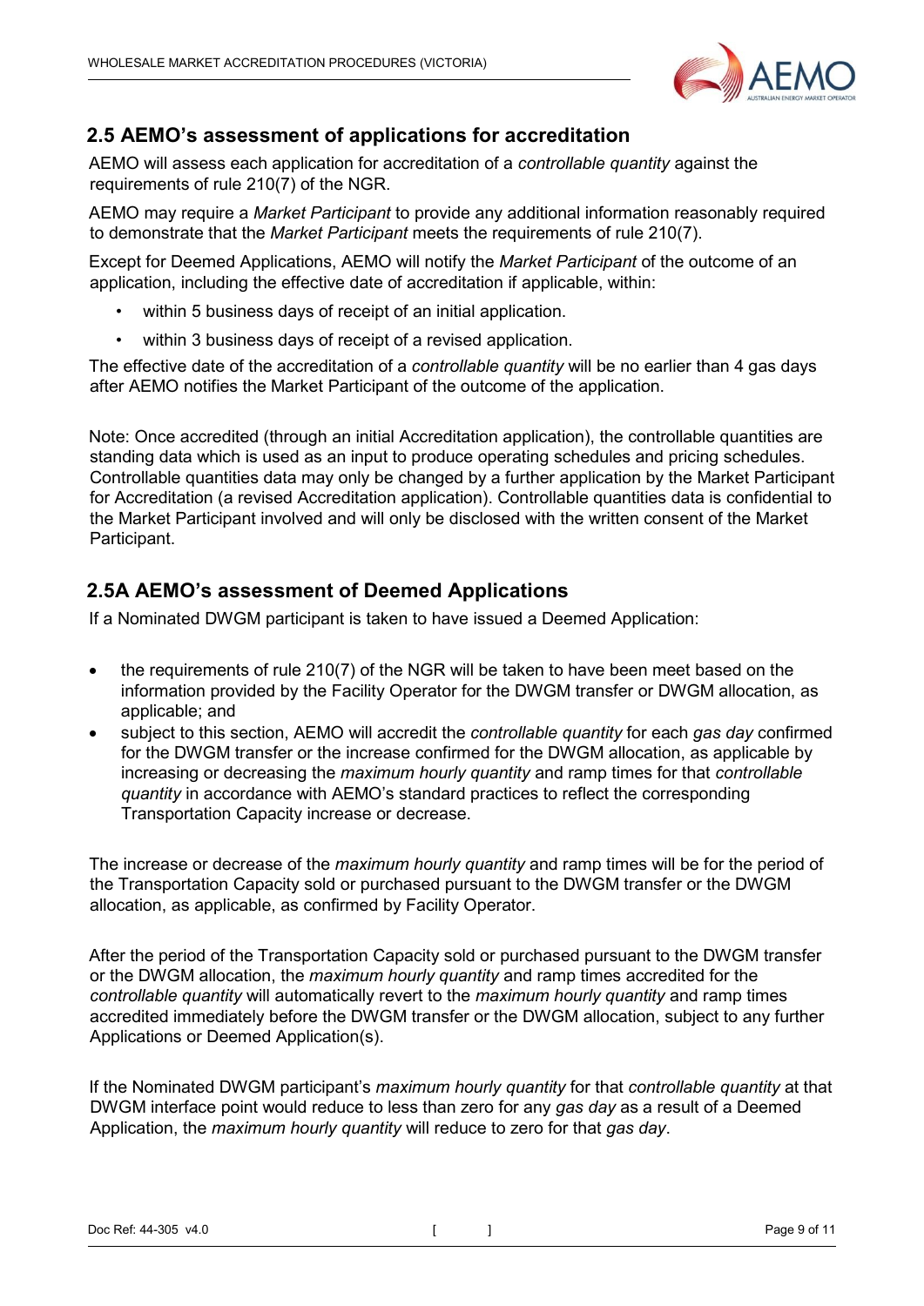## 2.5 AEMO's assessment of applications for accreditation

AEMO will assess each application for accreditation of a *controllable quantity* against the requirements of rule 210(7) of the NGR.

AEMO may require a *Market Participant* to provide any additional information reasonably required to demonstrate that the *Market Participant* meets the requirements of rule 210(7).

Except for Deemed Applications, AEMO will notify the *Market Participant* of the outcome of an application, including the effective date of accreditation if applicable, within:

- within 5 business days of receipt of an initial application.
- within 3 business days of receipt of a revised application.

The effective date of the accreditation of a *controllable quantity* will be no earlier than 4 gas days after AEMO notifies the Market Participant of the outcome of the application.

Note: Once accredited (through an initial Accreditation application), the controllable quantities are standing data which is used as an input to produce operating schedules and pricing schedules. Controllable quantities data may only be changed by a further application by the Market Participant for Accreditation (a revised Accreditation application). Controllable quantities data is confidential to the Market Participant involved and will only be disclosed with the written consent of the Market Participant.

## 2.5A AEMO's assessment of Deemed Applications

If a Nominated DWGM participant is taken to have issued a Deemed Application:

- the requirements of rule 210(7) of the NGR will be taken to have been meet based on the information provided by the Facility Operator for the DWGM transfer or DWGM allocation, as applicable; and
- subject to this section, AEMO will accredit the *controllable quantity* for each *gas day* confirmed for the DWGM transfer or the increase confirmed for the DWGM allocation, as applicable by increasing or decreasing the *maximum hourly quantity* and ramp times for that *controllable quantity* in accordance with AEMO's standard practices to reflect the corresponding Transportation Capacity increase or decrease.

The increase or decrease of the *maximum hourly quantity* and ramp times will be for the period of the Transportation Capacity sold or purchased pursuant to the DWGM transfer or the DWGM allocation, as applicable, as confirmed by Facility Operator.

After the period of the Transportation Capacity sold or purchased pursuant to the DWGM transfer or the DWGM allocation, the *maximum hourly quantity* and ramp times accredited for the *controllable quantity* will automatically revert to the *maximum hourly quantity* and ramp times accredited immediately before the DWGM transfer or the DWGM allocation, subject to any further Applications or Deemed Application(s).

If the Nominated DWGM participant's *maximum hourly quantity* for that *controllable quantity* at that DWGM interface point would reduce to less than zero for any *gas day* as a result of a Deemed Application, the *maximum hourly quantity* will reduce to zero for that *gas day*.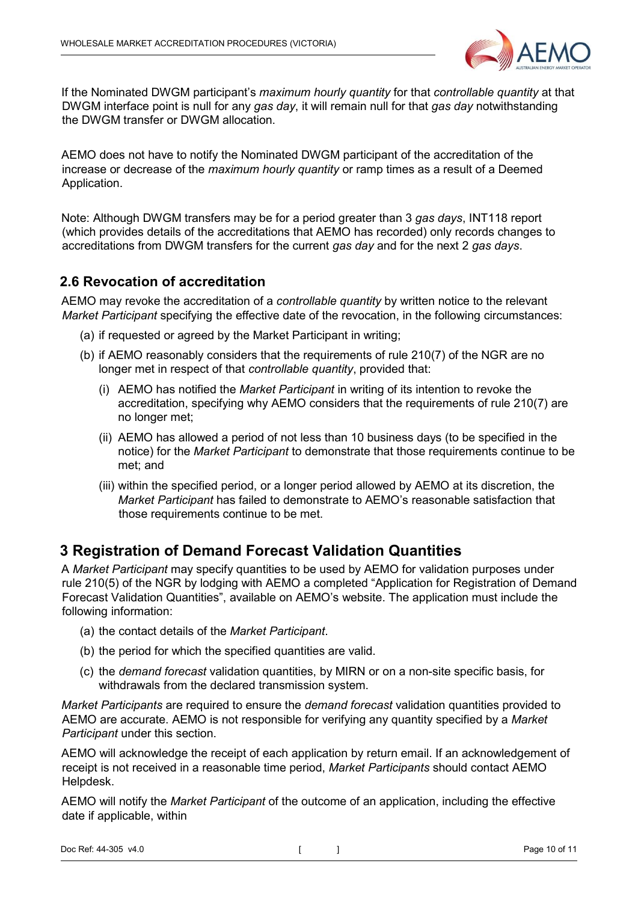If the Nominated DWGM participant's *maximum hourly quantity* for that *controllable quantity* at that DWGM interface point is null for any *gas day*, it will remain null for that *gas day* notwithstanding the DWGM transfer or DWGM allocation.

AEMO does not have to notify the Nominated DWGM participant of the accreditation of the increase or decrease of the *maximum hourly quantity* or ramp times as a result of a Deemed Application.

Note: Although DWGM transfers may be for a period greater than 3 *gas days*, INT118 report (which provides details of the accreditations that AEMO has recorded) only records changes to accreditations from DWGM transfers for the current *gas day* and for the next 2 *gas days*.

## 2.6 Revocation of accreditation

AEMO may revoke the accreditation of a *controllable quantity* by written notice to the relevant *Market Participant* specifying the effective date of the revocation, in the following circumstances:

(a) if requested or agreed by the Market Participant in writing;

(b) if AEMO reasonably considers that the requirements of rule 210(7) of the NGR are no longer met in respect of that *controllable quantity*, provided that:

  (i) AEMO has notified the *Market Participant* in writing of its intention to revoke the accreditation, specifying why AEMO considers that the requirements of rule 210(7) are no longer met;

  (ii) AEMO has allowed a period of not less than 10 business days (to be specified in the notice) for the *Market Participant* to demonstrate that those requirements continue to be met; and

  (iii) within the specified period, or a longer period allowed by AEMO at its discretion, the *Market Participant* has failed to demonstrate to AEMO's reasonable satisfaction that those requirements continue to be met.

# 3 Registration of Demand Forecast Validation Quantities

A *Market Participant* may specify quantities to be used by AEMO for validation purposes under rule 210(5) of the NGR by lodging with AEMO a completed "Application for Registration of Demand Forecast Validation Quantities", available on AEMO's website. The application must include the following information:

(a) the contact details of the *Market Participant*.

(b) the period for which the specified quantities are valid.

(c) the *demand forecast* validation quantities, by MIRN or on a non-site specific basis, for withdrawals from the declared transmission system.

*Market Participants* are required to ensure the *demand forecast* validation quantities provided to AEMO are accurate. AEMO is not responsible for verifying any quantity specified by a *Market Participant* under this section.

AEMO will acknowledge the receipt of each application by return email. If an acknowledgement of receipt is not received in a reasonable time period, *Market Participants* should contact AEMO Helpdesk.

AEMO will notify the *Market Participant* of the outcome of an application, including the effective date if applicable, within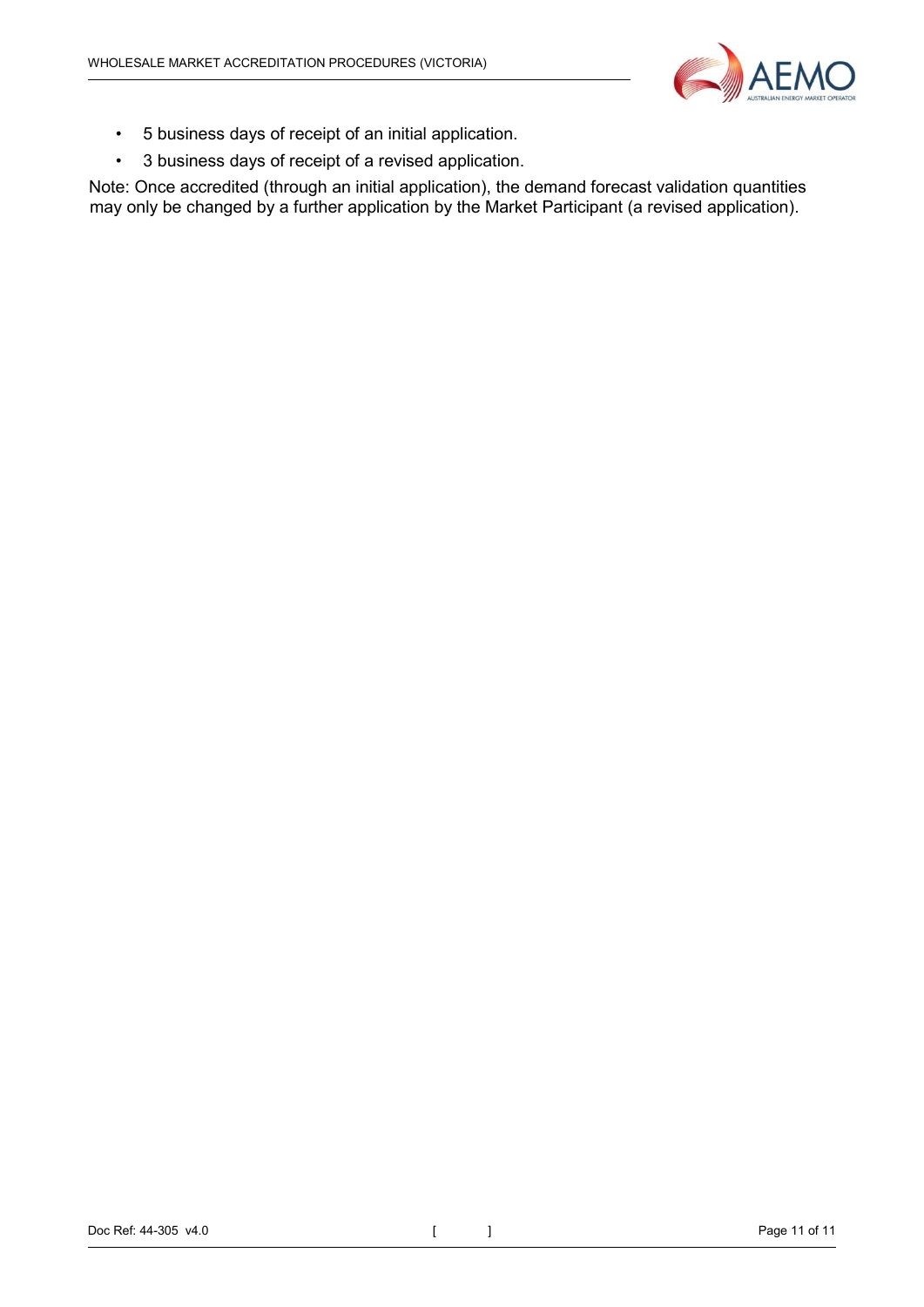- 5 business days of receipt of an initial application.
- 3 business days of receipt of a revised application.

Note: Once accredited (through an initial application), the demand forecast validation quantities may only be changed by a further application by the Market Participant (a revised application).